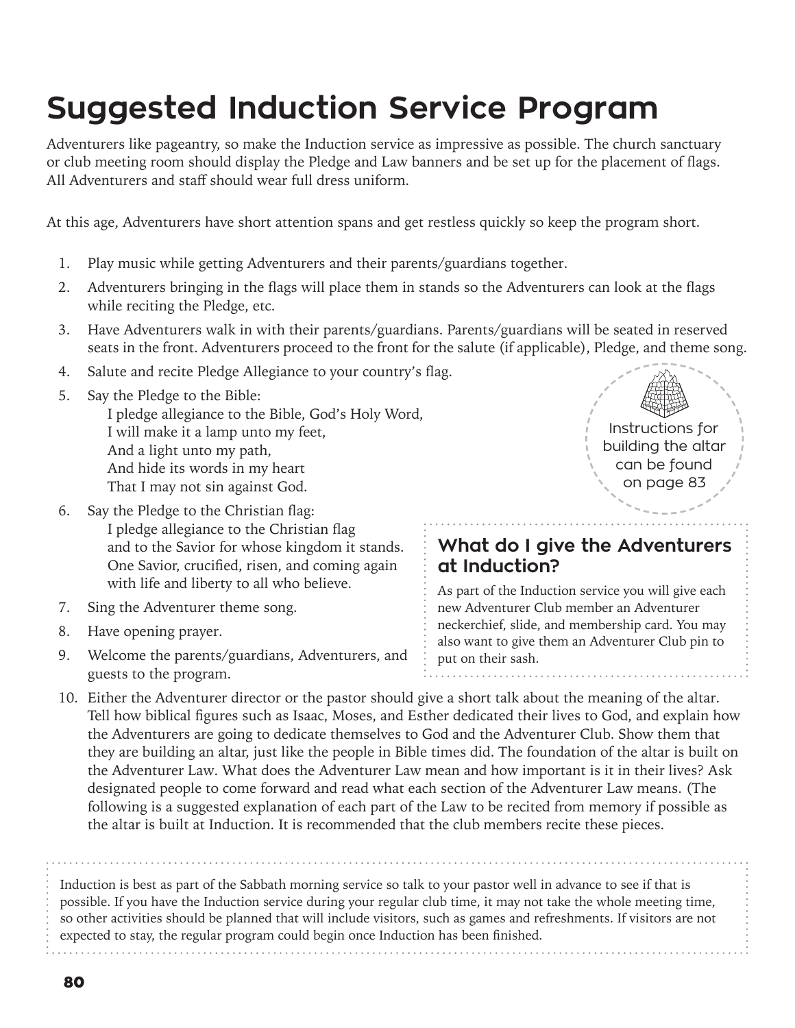# Suggested Induction Service Program

Adventurers like pageantry, so make the Induction service as impressive as possible. The church sanctuary or club meeting room should display the Pledge and Law banners and be set up for the placement of flags. All Adventurers and staff should wear full dress uniform.

At this age, Adventurers have short attention spans and get restless quickly so keep the program short.

1. Play music while getting Adventurers and their parents/guardians together.
2. Adventurers bringing in the flags will place them in stands so the Adventurers can look at the flags while reciting the Pledge, etc.
3. Have Adventurers walk in with their parents/guardians. Parents/guardians will be seated in reserved seats in the front. Adventurers proceed to the front for the salute (if applicable), Pledge, and theme song.
4. Salute and recite Pledge Allegiance to your country's flag.
5. Say the Pledge to the Bible:
   I pledge allegiance to the Bible, God's Holy Word,
   I will make it a lamp unto my feet,
   And a light unto my path,
   And hide its words in my heart
   That I may not sin against God.
6. Say the Pledge to the Christian flag:
   I pledge allegiance to the Christian flag
   and to the Savior for whose kingdom it stands.
   One Savior, crucified, risen, and coming again
   with life and liberty to all who believe.
7. Sing the Adventurer theme song.
8. Have opening prayer.
9. Welcome the parents/guardians, Adventurers, and guests to the program.
10. Either the Adventurer director or the pastor should give a short talk about the meaning of the altar. Tell how biblical figures such as Isaac, Moses, and Esther dedicated their lives to God, and explain how the Adventurers are going to dedicate themselves to God and the Adventurer Club. Show them that they are building an altar, just like the people in Bible times did. The foundation of the altar is built on the Adventurer Law. What does the Adventurer Law mean and how important is it in their lives? Ask designated people to come forward and read what each section of the Adventurer Law means. (The following is a suggested explanation of each part of the Law to be recited from memory if possible as the altar is built at Induction. It is recommended that the club members recite these pieces.

Instructions for building the altar can be found on page 83

## What do I give the Adventurers at Induction?

As part of the Induction service you will give each new Adventurer Club member an Adventurer neckerchief, slide, and membership card. You may also want to give them an Adventurer Club pin to put on their sash.

---

Induction is best as part of the Sabbath morning service so talk to your pastor well in advance to see if that is possible. If you have the Induction service during your regular club time, it may not take the whole meeting time, so other activities should be planned that will include visitors, such as games and refreshments. If visitors are not expected to stay, the regular program could begin once Induction has been finished.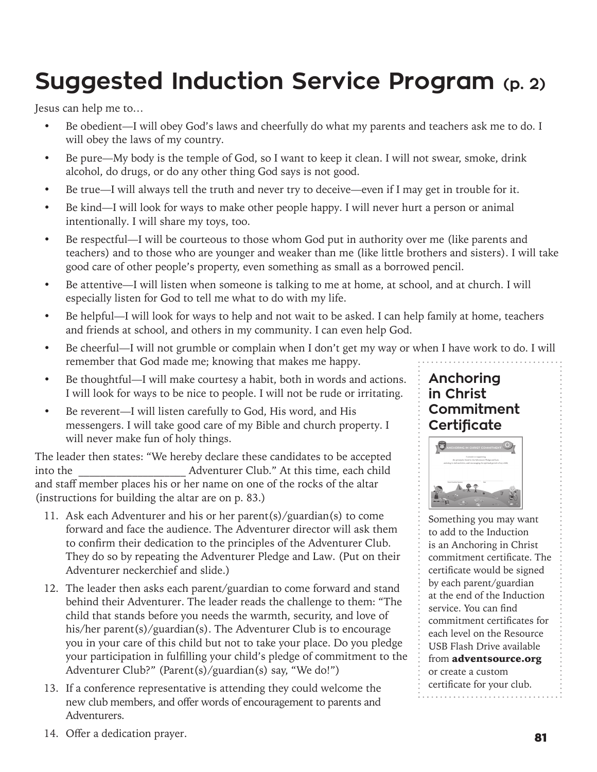# Suggested Induction Service Program (p. 2)

Jesus can help me to…

- Be obedient—I will obey God's laws and cheerfully do what my parents and teachers ask me to do. I will obey the laws of my country.
- Be pure—My body is the temple of God, so I want to keep it clean. I will not swear, smoke, drink alcohol, do drugs, or do any other thing God says is not good.
- Be true—I will always tell the truth and never try to deceive—even if I may get in trouble for it.
- Be kind—I will look for ways to make other people happy. I will never hurt a person or animal intentionally. I will share my toys, too.
- Be respectful—I will be courteous to those whom God put in authority over me (like parents and teachers) and to those who are younger and weaker than me (like little brothers and sisters). I will take good care of other people's property, even something as small as a borrowed pencil.
- Be attentive—I will listen when someone is talking to me at home, at school, and at church. I will especially listen for God to tell me what to do with my life.
- Be helpful—I will look for ways to help and not wait to be asked. I can help family at home, teachers and friends at school, and others in my community. I can even help God.
- Be cheerful—I will not grumble or complain when I don't get my way or when I have work to do. I will remember that God made me; knowing that makes me happy.
- Be thoughtful—I will make courtesy a habit, both in words and actions. I will look for ways to be nice to people. I will not be rude or irritating.
- Be reverent—I will listen carefully to God, His word, and His messengers. I will take good care of my Bible and church property. I will never make fun of holy things.

The leader then states: "We hereby declare these candidates to be accepted into the ___________________ Adventurer Club." At this time, each child and staff member places his or her name on one of the rocks of the altar (instructions for building the altar are on p. 83.)

11. Ask each Adventurer and his or her parent(s)/guardian(s) to come forward and face the audience. The Adventurer director will ask them to confirm their dedication to the principles of the Adventurer Club. They do so by repeating the Adventurer Pledge and Law. (Put on their Adventurer neckerchief and slide.)
12. The leader then asks each parent/guardian to come forward and stand behind their Adventurer. The leader reads the challenge to them: "The child that stands before you needs the warmth, security, and love of his/her parent(s)/guardian(s). The Adventurer Club is to encourage you in your care of this child but not to take your place. Do you pledge your participation in fulfilling your child's pledge of commitment to the Adventurer Club?" (Parent(s)/guardian(s) say, "We do!")
13. If a conference representative is attending they could welcome the new club members, and offer words of encouragement to parents and Adventurers.
14. Offer a dedication prayer.

## Anchoring in Christ Commitment Certificate

Something you may want to add to the Induction is an Anchoring in Christ commitment certificate. The certificate would be signed by each parent/guardian at the end of the Induction service. You can find commitment certificates for each level on the Resource USB Flash Drive available from **adventsource.org** or create a custom certificate for your club.